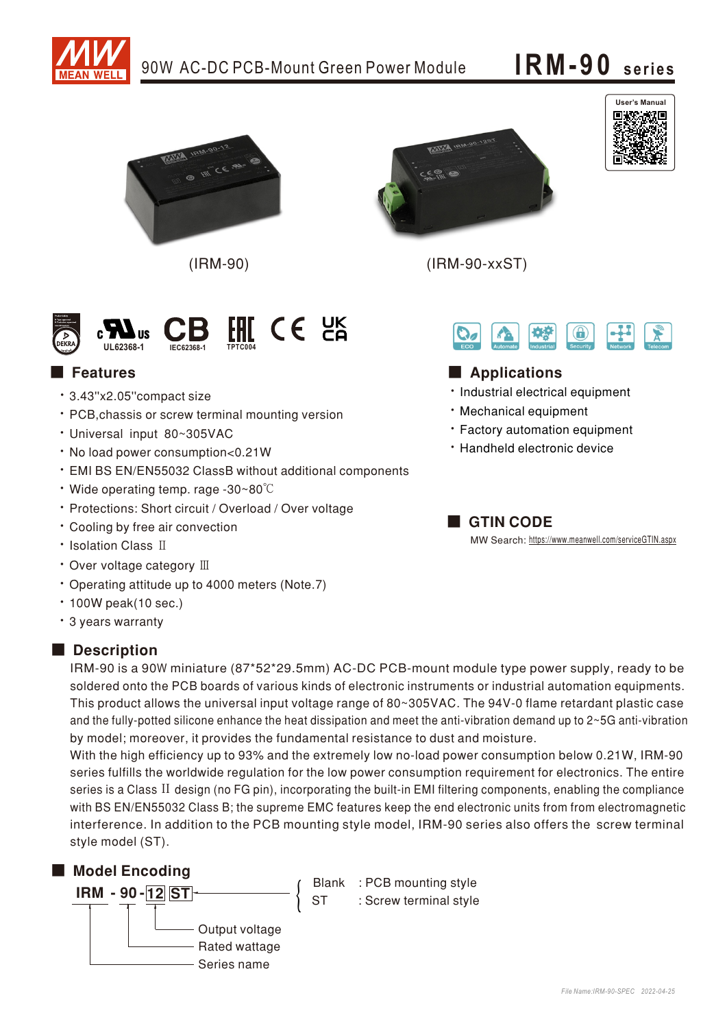# 90W AC-DC PCB-Mount Green Power Module

# IRM-90 series

User's Manual

(IRM-90)

(IRM-90-xxST)

UL62368-1 IEC62368-1 TPTC004

ECO Automate Industrial Security Network Telecom

## Features

- 3.43"x2.05"compact size
- PCB,chassis or screw terminal mounting version
- Universal input 80~305VAC
- No load power consumption<0.21W
- EMI BS EN/EN55032 ClassB without additional components
- Wide operating temp. rage -30~80℃
- Protections: Short circuit / Overload / Over voltage
- Cooling by free air convection
- Isolation Class Ⅱ
- Over voltage category Ⅲ
- Operating attitude up to 4000 meters (Note.7)
- 100W peak(10 sec.)
- 3 years warranty

## Applications

- Industrial electrical equipment
- Mechanical equipment
- Factory automation equipment
- Handheld electronic device

## GTIN CODE

MW Search: https://www.meanwell.com/serviceGTIN.aspx

## Description

IRM-90 is a 90W miniature (87*52*29.5mm) AC-DC PCB-mount module type power supply, ready to be soldered onto the PCB boards of various kinds of electronic instruments or industrial automation equipments. This product allows the universal input voltage range of 80~305VAC. The 94V-0 flame retardant plastic case and the fully-potted silicone enhance the heat dissipation and meet the anti-vibration demand up to 2~5G anti-vibration by model; moreover, it provides the fundamental resistance to dust and moisture.

With the high efficiency up to 93% and the extremely low no-load power consumption below 0.21W, IRM-90 series fulfills the worldwide regulation for the low power consumption requirement for electronics. The entire series is a Class Ⅱ design (no FG pin), incorporating the built-in EMI filtering components, enabling the compliance with BS EN/EN55032 Class B; the supreme EMC features keep the end electronic units from from electromagnetic interference. In addition to the PCB mounting style model, IRM-90 series also offers the screw terminal style model (ST).

## Model Encoding

**IRM - 90 - 12 ST**

- IRM: Series name
- 90: Rated wattage
- 12: Output voltage
- ST:
  - Blank : PCB mounting style
  - ST : Screw terminal style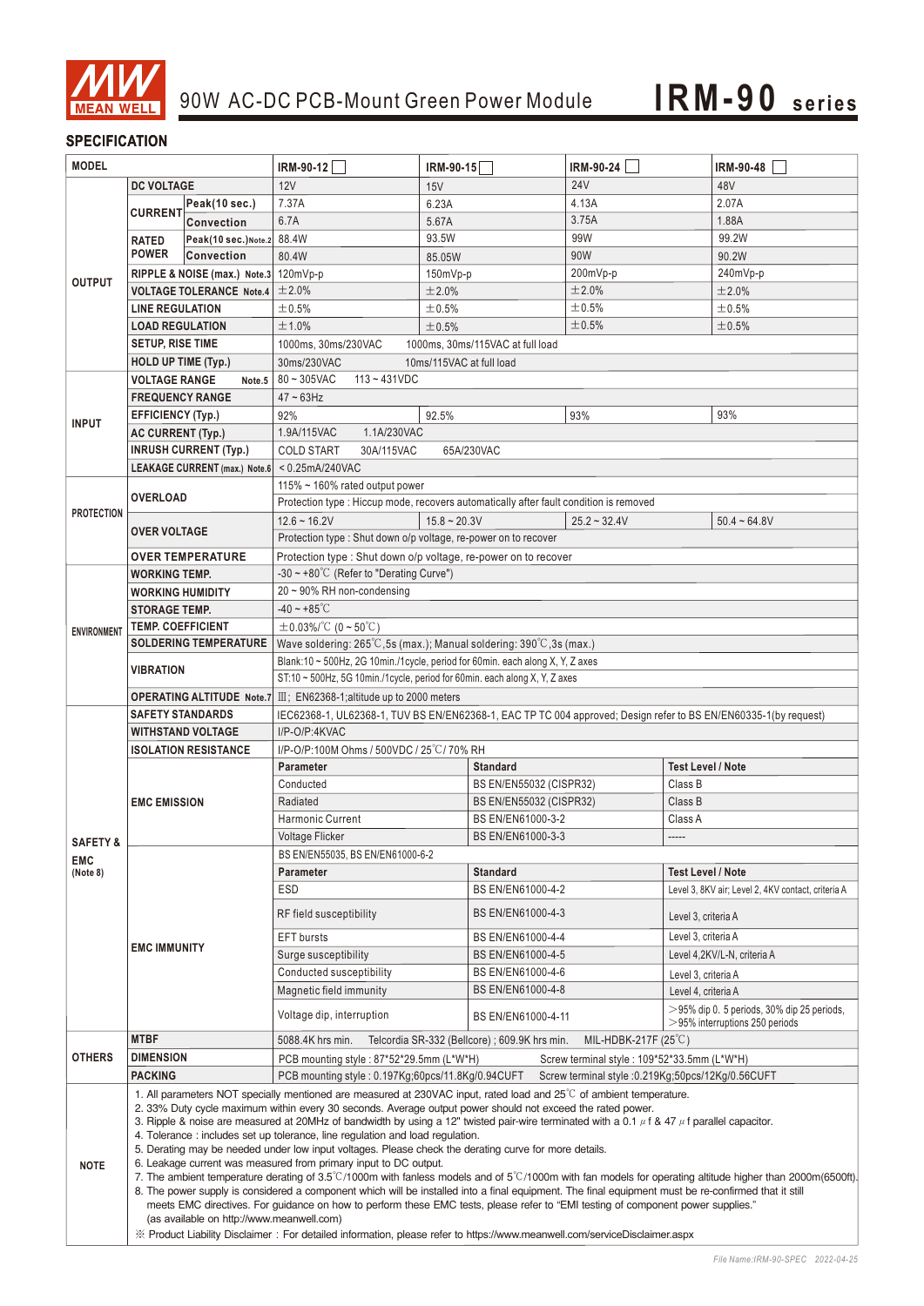# 90W AC-DC PCB-Mount Green Power Module — IRM-90 series

## SPECIFICATION

| MODEL | | | IRM-90-12 ☐ | IRM-90-15 ☐ | IRM-90-24 ☐ | IRM-90-48 ☐ |
|---|---|---|---|---|---|---|
| OUTPUT | DC VOLTAGE | | 12V | 15V | 24V | 48V |
| | CURRENT | Peak(10 sec.) | 7.37A | 6.23A | 4.13A | 2.07A |
| | | Convection | 6.7A | 5.67A | 3.75A | 1.88A |
| | RATED POWER | Peak(10 sec.) Note.2 | 88.4W | 93.5W | 99W | 99.2W |
| | | Convection | 80.4W | 85.05W | 90W | 90.2W |
| | RIPPLE & NOISE (max.) Note.3 | | 120mVp-p | 150mVp-p | 200mVp-p | 240mVp-p |
| | VOLTAGE TOLERANCE Note.4 | | ±2.0% | ±2.0% | ±2.0% | ±2.0% |
| | LINE REGULATION | | ±0.5% | ±0.5% | ±0.5% | ±0.5% |
| | LOAD REGULATION | | ±1.0% | ±0.5% | ±0.5% | ±0.5% |
| | SETUP, RISE TIME | | 1000ms, 30ms/230VAC 1000ms, 30ms/115VAC at full load | | | |
| | HOLD UP TIME (Typ.) | | 30ms/230VAC 10ms/115VAC at full load | | | |
| INPUT | VOLTAGE RANGE Note.5 | | 80 ~ 305VAC 113 ~ 431VDC | | | |
| | FREQUENCY RANGE | | 47 ~ 63Hz | | | |
| | EFFICIENCY (Typ.) | | 92% | 92.5% | 93% | 93% |
| | AC CURRENT (Typ.) | | 1.9A/115VAC 1.1A/230VAC | | | |
| | INRUSH CURRENT (Typ.) | | COLD START 30A/115VAC 65A/230VAC | | | |
| | LEAKAGE CURRENT (max.) Note.6 | | < 0.25mA/240VAC | | | |
| PROTECTION | OVERLOAD | | 115% ~ 160% rated output power | | | |
| | | | Protection type : Hiccup mode, recovers automatically after fault condition is removed | | | |
| | OVER VOLTAGE | | 12.6 ~ 16.2V | 15.8 ~ 20.3V | 25.2 ~ 32.4V | 50.4 ~ 64.8V |
| | | | Protection type : Shut down o/p voltage, re-power on to recover | | | |
| | OVER TEMPERATURE | | Protection type : Shut down o/p voltage, re-power on to recover | | | |
| ENVIRONMENT | WORKING TEMP. | | -30 ~ +80℃ (Refer to "Derating Curve") | | | |
| | WORKING HUMIDITY | | 20 ~ 90% RH non-condensing | | | |
| | STORAGE TEMP. | | -40 ~ +85℃ | | | |
| | TEMP. COEFFICIENT | | ±0.03%/℃ (0 ~ 50℃) | | | |
| | SOLDERING TEMPERATURE | | Wave soldering: 265℃,5s (max.); Manual soldering: 390℃,3s (max.) | | | |
| | VIBRATION | | Blank:10 ~ 500Hz, 2G 10min./1cycle, period for 60min. each along X, Y, Z axes | | | |
| | | | ST:10 ~ 500Hz, 5G 10min./1cycle, period for 60min. each along X, Y, Z axes | | | |
| | OPERATING ALTITUDE Note.7 | | Ⅲ; EN62368-1;altitude up to 2000 meters | | | |
| SAFETY & EMC (Note 8) | SAFETY STANDARDS | | IEC62368-1, UL62368-1, TUV BS EN/EN62368-1, EAC TP TC 004 approved; Design refer to BS EN/EN60335-1(by request) | | | |
| | WITHSTAND VOLTAGE | | I/P-O/P:4KVAC | | | |
| | ISOLATION RESISTANCE | | I/P-O/P:100M Ohms / 500VDC / 25℃/ 70% RH | | | |

**EMC EMISSION**

| Parameter | Standard | Test Level / Note |
|---|---|---|
| Conducted | BS EN/EN55032 (CISPR32) | Class B |
| Radiated | BS EN/EN55032 (CISPR32) | Class B |
| Harmonic Current | BS EN/EN61000-3-2 | Class A |
| Voltage Flicker | BS EN/EN61000-3-3 | ----- |

**EMC IMMUNITY**

BS EN/EN55035, BS EN/EN61000-6-2

| Parameter | Standard | Test Level / Note |
|---|---|---|
| ESD | BS EN/EN61000-4-2 | Level 3, 8KV air; Level 2, 4KV contact, criteria A |
| RF field susceptibility | BS EN/EN61000-4-3 | Level 3, criteria A |
| EFT bursts | BS EN/EN61000-4-4 | Level 3, criteria A |
| Surge susceptibility | BS EN/EN61000-4-5 | Level 4,2KV/L-N, criteria A |
| Conducted susceptibility | BS EN/EN61000-4-6 | Level 3, criteria A |
| Magnetic field immunity | BS EN/EN61000-4-8 | Level 4, criteria A |
| Voltage dip, interruption | BS EN/EN61000-4-11 | >95% dip 0. 5 periods, 30% dip 25 periods, >95% interruptions 250 periods |

| OTHERS | |
|---|---|
| MTBF | 5088.4K hrs min. Telcordia SR-332 (Bellcore) ; 609.9K hrs min. MIL-HDBK-217F (25℃) |
| DIMENSION | PCB mounting style : 87*52*29.5mm (L*W*H) Screw terminal style : 109*52*33.5mm (L*W*H) |
| PACKING | PCB mounting style : 0.197Kg;60pcs/11.8Kg/0.94CUFT Screw terminal style :0.219Kg;50pcs/12Kg/0.56CUFT |

**NOTE**

1. All parameters NOT specially mentioned are measured at 230VAC input, rated load and 25℃ of ambient temperature.
2. 33% Duty cycle maximum within every 30 seconds. Average output power should not exceed the rated power.
3. Ripple & noise are measured at 20MHz of bandwidth by using a 12" twisted pair-wire terminated with a 0.1 μf & 47 μf parallel capacitor.
4. Tolerance : includes set up tolerance, line regulation and load regulation.
5. Derating may be needed under low input voltages. Please check the derating curve for more details.
6. Leakage current was measured from primary input to DC output.
7. The ambient temperature derating of 3.5℃/1000m with fanless models and of 5℃/1000m with fan models for operating altitude higher than 2000m(6500ft).
8. The power supply is considered a component which will be installed into a final equipment. The final equipment must be re-confirmed that it still meets EMC directives. For guidance on how to perform these EMC tests, please refer to "EMI testing of component power supplies." (as available on http://www.meanwell.com)

※ Product Liability Disclaimer : For detailed information, please refer to https://www.meanwell.com/serviceDisclaimer.aspx

File Name:IRM-90-SPEC 2022-04-25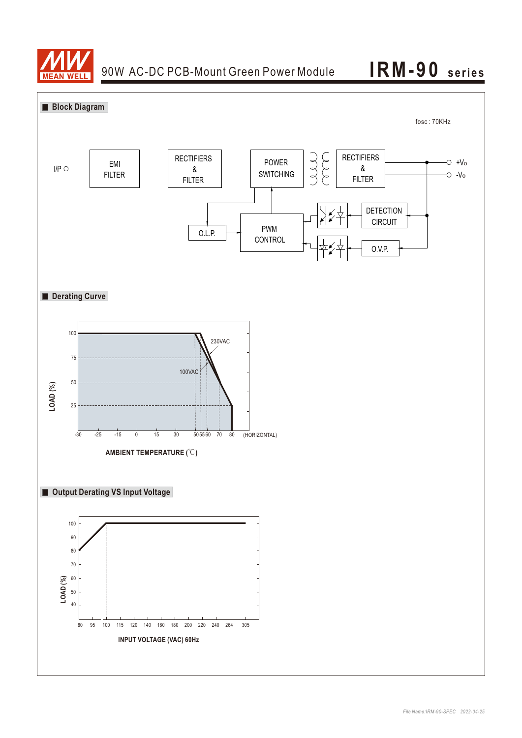## Block Diagram

fosc : 70KHz

I/P → EMI FILTER → RECTIFIERS & FILTER → POWER SWITCHING → RECTIFIERS & FILTER → +Vo / -Vo

PWM CONTROL, O.L.P., DETECTION CIRCUIT, O.V.P.

## Derating Curve

LOAD (%): 100, 75, 50, 25

230VAC

100VAC

AMBIENT TEMPERATURE (℃): -30, -25, -15, 0, 15, 30, 50, 55, 60, 70, 80 (HORIZONTAL)

## Output Derating VS Input Voltage

LOAD (%): 100, 90, 80, 70, 60, 50, 40

INPUT VOLTAGE (VAC) 60Hz: 80, 95, 100, 115, 120, 140, 160, 180, 200, 220, 240, 264, 305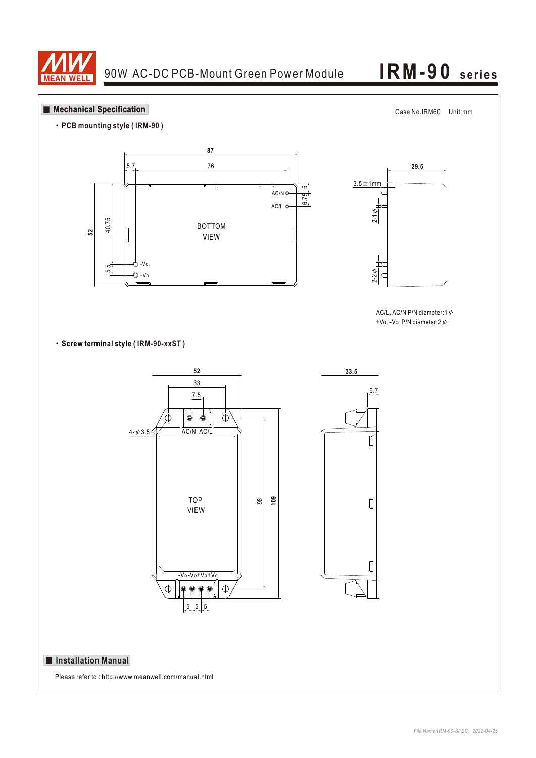## Mechanical Specification

Case No.IRM60 Unit:mm

- **PCB mounting style ( IRM-90 )**

87

5.7

76

29.5

3.5±1mm

AC/N

AC/L

5

6.75

52

40.75

BOTTOM VIEW

2-1φ

2-2φ

5.5

-Vo

+Vo

AC/L, AC/N P/N diameter:1φ
+Vo, -Vo P/N diameter:2φ

- **Screw terminal style ( IRM-90-xxST )**

52

33

7.5

33.5

6.7

4-φ3.5

AC/N AC/L

TOP VIEW

98

109

-Vo -Vo +Vo +Vo

5 5 5

## Installation Manual

Please refer to : http://www.meanwell.com/manual.html